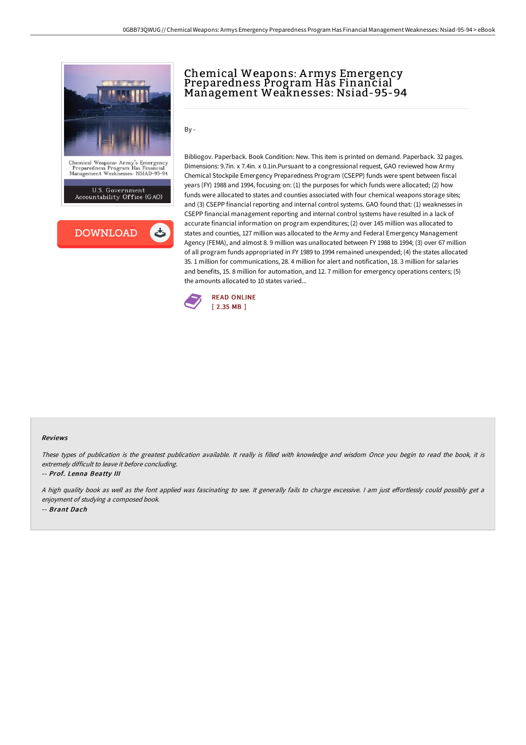# Chemical Weapons: Armys Emergency Preparedness Program Has Financial Management Weaknesses: Nsiad-95-94

By -

Bibliogov. Paperback. Book Condition: New. This item is printed on demand. Paperback. 32 pages. Dimensions: 9.7in. x 7.4in. x 0.1in.Pursuant to a congressional request, GAO reviewed how Army Chemical Stockpile Emergency Preparedness Program (CSEPP) funds were spent between fiscal years (FY) 1988 and 1994, focusing on: (1) the purposes for which funds were allocated; (2) how funds were allocated to states and counties associated with four chemical weapons storage sites; and (3) CSEPP financial reporting and internal control systems. GAO found that: (1) weaknesses in CSEPP financial management reporting and internal control systems have resulted in a lack of accurate financial information on program expenditures; (2) over 145 million was allocated to states and counties, 127 million was allocated to the Army and Federal Emergency Management Agency (FEMA), and almost 8. 9 million was unallocated between FY 1988 to 1994; (3) over 67 million of all program funds appropriated in FY 1989 to 1994 remained unexpended; (4) the states allocated 35. 1 million for communications, 28. 4 million for alert and notification, 18. 3 million for salaries and benefits, 15. 8 million for automation, and 12. 7 million for emergency operations centers; (5) the amounts allocated to 10 states varied...

READ ONLINE
[ 2.35 MB ]

## Reviews

*These types of publication is the greatest publication available. It really is filled with knowledge and wisdom Once you begin to read the book, it is extremely difficult to leave it before concluding.*

-- *Prof. Lenna Beatty III*

*A high quality book as well as the font applied was fascinating to see. It generally fails to charge excessive. I am just effortlessly could possibly get a enjoyment of studying a composed book.*

-- *Brant Dach*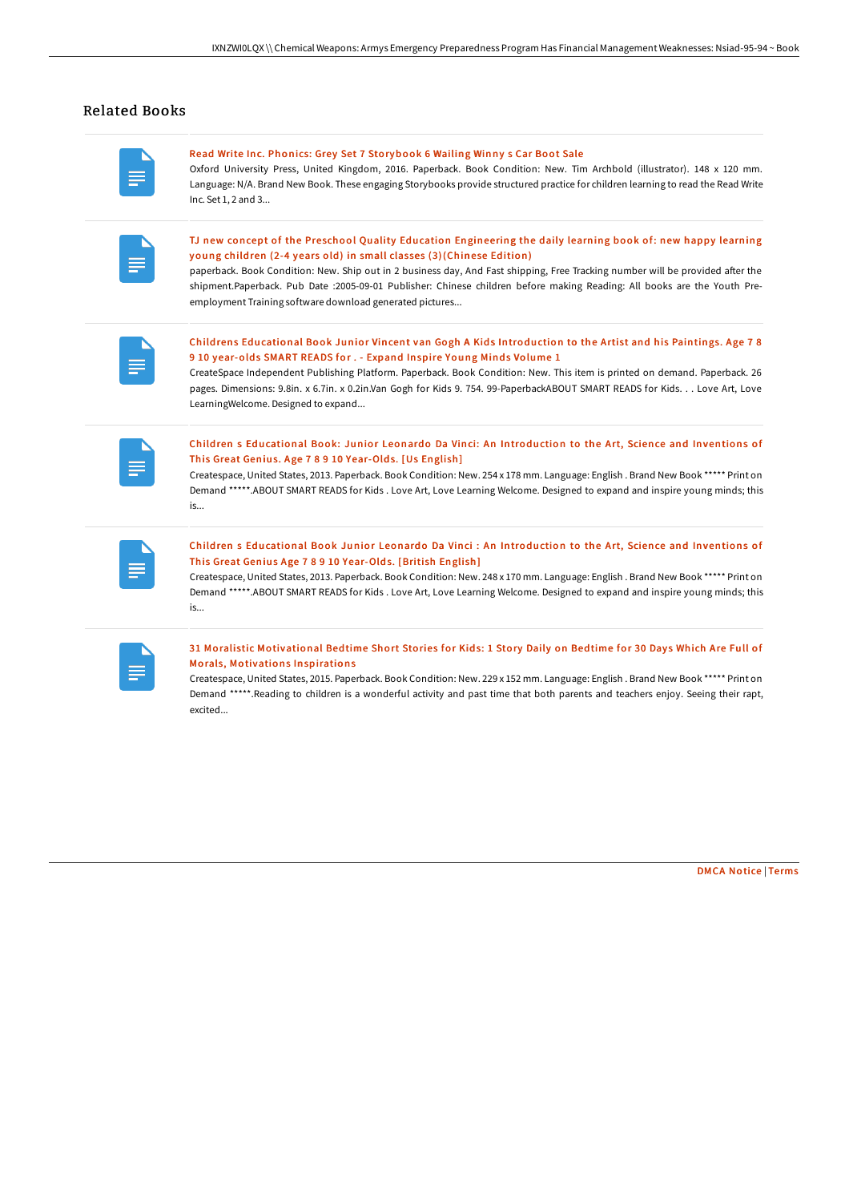## Related Books

### Read Write Inc. Phonics: Grey Set 7 Storybook 6 Wailing Winny s Car Boot Sale

Oxford University Press, United Kingdom, 2016. Paperback. Book Condition: New. Tim Archbold (illustrator). 148 x 120 mm. Language: N/A. Brand New Book. These engaging Storybooks provide structured practice for children learning to read the Read Write Inc. Set 1, 2 and 3...

### TJ new concept of the Preschool Quality Education Engineering the daily learning book of: new happy learning young children (2-4 years old) in small classes (3)(Chinese Edition)

paperback. Book Condition: New. Ship out in 2 business day, And Fast shipping, Free Tracking number will be provided after the shipment.Paperback. Pub Date :2005-09-01 Publisher: Chinese children before making Reading: All books are the Youth Pre-employment Training software download generated pictures...

### Childrens Educational Book Junior Vincent van Gogh A Kids Introduction to the Artist and his Paintings. Age 7 8 9 10 year-olds SMART READS for . - Expand Inspire Young Minds Volume 1

CreateSpace Independent Publishing Platform. Paperback. Book Condition: New. This item is printed on demand. Paperback. 26 pages. Dimensions: 9.8in. x 6.7in. x 0.2in.Van Gogh for Kids 9. 754. 99-PaperbackABOUT SMART READS for Kids. . . Love Art, Love LearningWelcome. Designed to expand...

### Children s Educational Book: Junior Leonardo Da Vinci: An Introduction to the Art, Science and Inventions of This Great Genius. Age 7 8 9 10 Year-Olds. [Us English]

Createspace, United States, 2013. Paperback. Book Condition: New. 254 x 178 mm. Language: English . Brand New Book ***** Print on Demand *****.ABOUT SMART READS for Kids . Love Art, Love Learning Welcome. Designed to expand and inspire young minds; this is...

### Children s Educational Book Junior Leonardo Da Vinci : An Introduction to the Art, Science and Inventions of This Great Genius Age 7 8 9 10 Year-Olds. [British English]

Createspace, United States, 2013. Paperback. Book Condition: New. 248 x 170 mm. Language: English . Brand New Book ***** Print on Demand *****.ABOUT SMART READS for Kids . Love Art, Love Learning Welcome. Designed to expand and inspire young minds; this is...

### 31 Moralistic Motivational Bedtime Short Stories for Kids: 1 Story Daily on Bedtime for 30 Days Which Are Full of Morals, Motivations Inspirations

Createspace, United States, 2015. Paperback. Book Condition: New. 229 x 152 mm. Language: English . Brand New Book ***** Print on Demand *****.Reading to children is a wonderful activity and past time that both parents and teachers enjoy. Seeing their rapt, excited...